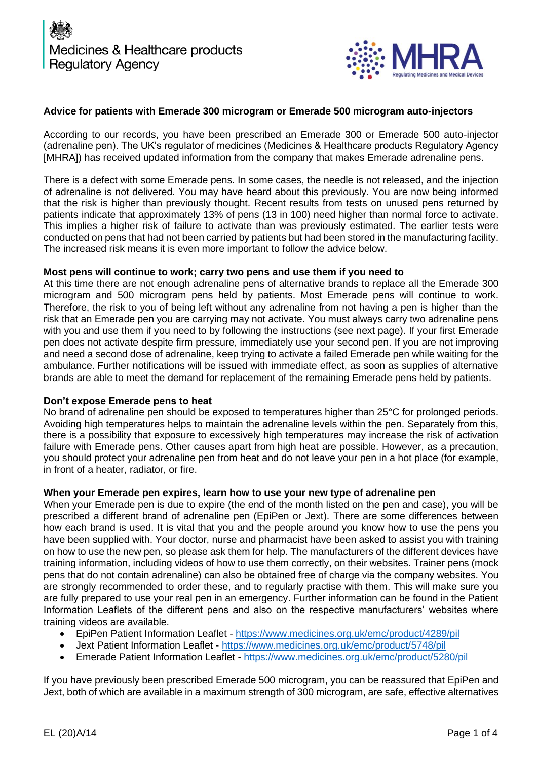Medicines & Healthcare products Regulatory Agency

MHRA
Regulating Medicines and Medical Devices

**Advice for patients with Emerade 300 microgram or Emerade 500 microgram auto-injectors**

According to our records, you have been prescribed an Emerade 300 or Emerade 500 auto-injector (adrenaline pen). The UK's regulator of medicines (Medicines & Healthcare products Regulatory Agency [MHRA]) has received updated information from the company that makes Emerade adrenaline pens.

There is a defect with some Emerade pens. In some cases, the needle is not released, and the injection of adrenaline is not delivered. You may have heard about this previously. You are now being informed that the risk is higher than previously thought. Recent results from tests on unused pens returned by patients indicate that approximately 13% of pens (13 in 100) need higher than normal force to activate. This implies a higher risk of failure to activate than was previously estimated. The earlier tests were conducted on pens that had not been carried by patients but had been stored in the manufacturing facility. The increased risk means it is even more important to follow the advice below.

**Most pens will continue to work; carry two pens and use them if you need to**

At this time there are not enough adrenaline pens of alternative brands to replace all the Emerade 300 microgram and 500 microgram pens held by patients. Most Emerade pens will continue to work. Therefore, the risk to you of being left without any adrenaline from not having a pen is higher than the risk that an Emerade pen you are carrying may not activate. You must always carry two adrenaline pens with you and use them if you need to by following the instructions (see next page). If your first Emerade pen does not activate despite firm pressure, immediately use your second pen. If you are not improving and need a second dose of adrenaline, keep trying to activate a failed Emerade pen while waiting for the ambulance. Further notifications will be issued with immediate effect, as soon as supplies of alternative brands are able to meet the demand for replacement of the remaining Emerade pens held by patients.

**Don't expose Emerade pens to heat**

No brand of adrenaline pen should be exposed to temperatures higher than 25°C for prolonged periods. Avoiding high temperatures helps to maintain the adrenaline levels within the pen. Separately from this, there is a possibility that exposure to excessively high temperatures may increase the risk of activation failure with Emerade pens. Other causes apart from high heat are possible. However, as a precaution, you should protect your adrenaline pen from heat and do not leave your pen in a hot place (for example, in front of a heater, radiator, or fire.

**When your Emerade pen expires, learn how to use your new type of adrenaline pen**

When your Emerade pen is due to expire (the end of the month listed on the pen and case), you will be prescribed a different brand of adrenaline pen (EpiPen or Jext). There are some differences between how each brand is used. It is vital that you and the people around you know how to use the pens you have been supplied with. Your doctor, nurse and pharmacist have been asked to assist you with training on how to use the new pen, so please ask them for help. The manufacturers of the different devices have training information, including videos of how to use them correctly, on their websites. Trainer pens (mock pens that do not contain adrenaline) can also be obtained free of charge via the company websites. You are strongly recommended to order these, and to regularly practise with them. This will make sure you are fully prepared to use your real pen in an emergency. Further information can be found in the Patient Information Leaflets of the different pens and also on the respective manufacturers' websites where training videos are available.

- EpiPen Patient Information Leaflet - https://www.medicines.org.uk/emc/product/4289/pil
- Jext Patient Information Leaflet - https://www.medicines.org.uk/emc/product/5748/pil
- Emerade Patient Information Leaflet - https://www.medicines.org.uk/emc/product/5280/pil

If you have previously been prescribed Emerade 500 microgram, you can be reassured that EpiPen and Jext, both of which are available in a maximum strength of 300 microgram, are safe, effective alternatives

EL (20)A/14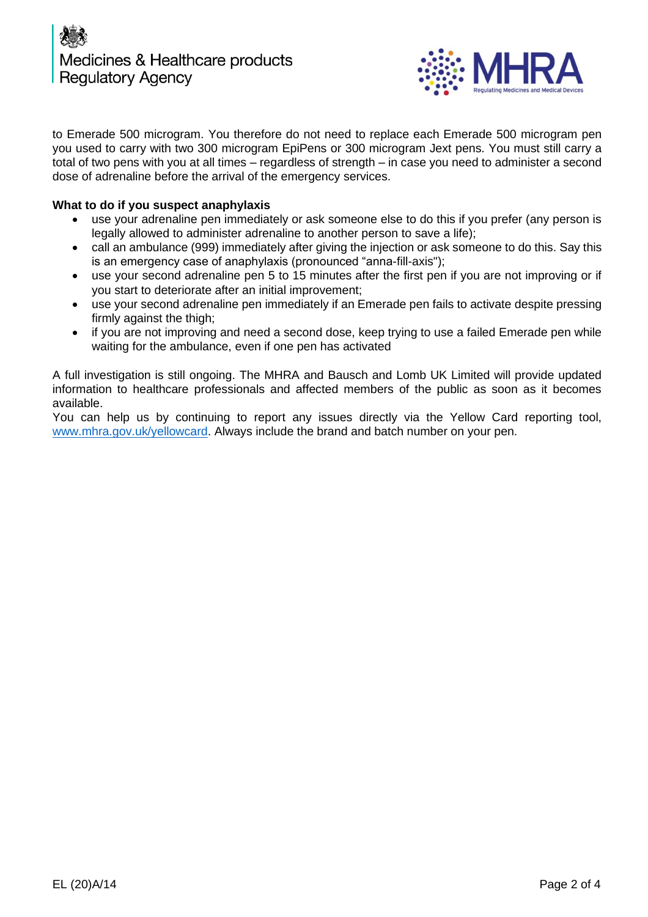to Emerade 500 microgram. You therefore do not need to replace each Emerade 500 microgram pen you used to carry with two 300 microgram EpiPens or 300 microgram Jext pens. You must still carry a total of two pens with you at all times – regardless of strength – in case you need to administer a second dose of adrenaline before the arrival of the emergency services.

**What to do if you suspect anaphylaxis**

- use your adrenaline pen immediately or ask someone else to do this if you prefer (any person is legally allowed to administer adrenaline to another person to save a life);
- call an ambulance (999) immediately after giving the injection or ask someone to do this. Say this is an emergency case of anaphylaxis (pronounced "anna-fill-axis");
- use your second adrenaline pen 5 to 15 minutes after the first pen if you are not improving or if you start to deteriorate after an initial improvement;
- use your second adrenaline pen immediately if an Emerade pen fails to activate despite pressing firmly against the thigh;
- if you are not improving and need a second dose, keep trying to use a failed Emerade pen while waiting for the ambulance, even if one pen has activated

A full investigation is still ongoing. The MHRA and Bausch and Lomb UK Limited will provide updated information to healthcare professionals and affected members of the public as soon as it becomes available.

You can help us by continuing to report any issues directly via the Yellow Card reporting tool, [www.mhra.gov.uk/yellowcard](www.mhra.gov.uk/yellowcard). Always include the brand and batch number on your pen.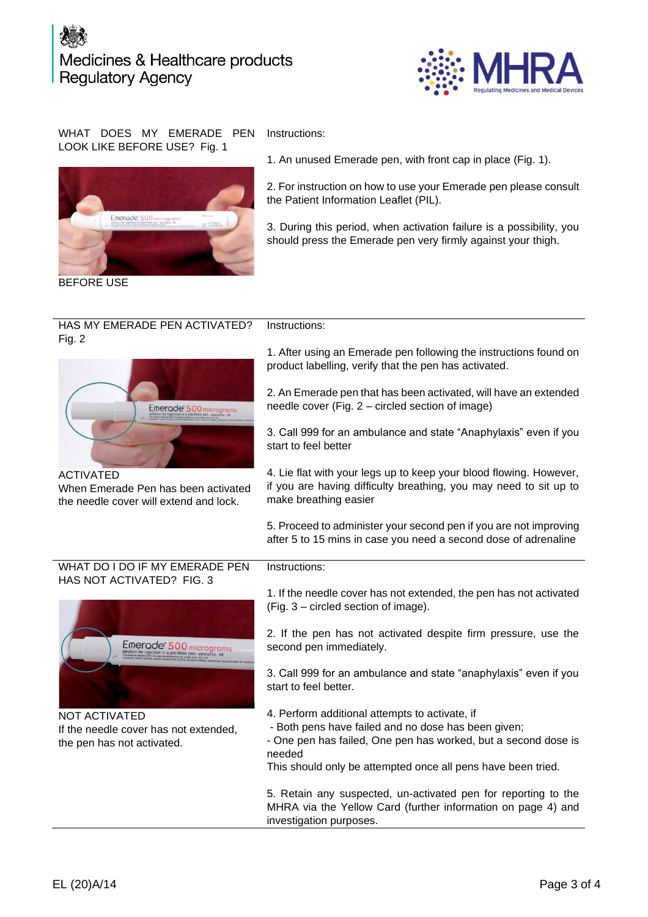## WHAT DOES MY EMERADE PEN LOOK LIKE BEFORE USE? Fig. 1

BEFORE USE

Instructions:

1. An unused Emerade pen, with front cap in place (Fig. 1).

2. For instruction on how to use your Emerade pen please consult the Patient Information Leaflet (PIL).

3. During this period, when activation failure is a possibility, you should press the Emerade pen very firmly against your thigh.

---

## HAS MY EMERADE PEN ACTIVATED? Fig. 2

ACTIVATED
When Emerade Pen has been activated the needle cover will extend and lock.

Instructions:

1. After using an Emerade pen following the instructions found on product labelling, verify that the pen has activated.

2. An Emerade pen that has been activated, will have an extended needle cover (Fig. 2 – circled section of image)

3. Call 999 for an ambulance and state "Anaphylaxis" even if you start to feel better

4. Lie flat with your legs up to keep your blood flowing. However, if you are having difficulty breathing, you may need to sit up to make breathing easier

5. Proceed to administer your second pen if you are not improving after 5 to 15 mins in case you need a second dose of adrenaline

---

## WHAT DO I DO IF MY EMERADE PEN HAS NOT ACTIVATED? FIG. 3

NOT ACTIVATED
If the needle cover has not extended, the pen has not activated.

Instructions:

1. If the needle cover has not extended, the pen has not activated (Fig. 3 – circled section of image).

2. If the pen has not activated despite firm pressure, use the second pen immediately.

3. Call 999 for an ambulance and state "anaphylaxis" even if you start to feel better.

4. Perform additional attempts to activate, if
   - Both pens have failed and no dose has been given;
   - One pen has failed, One pen has worked, but a second dose is needed

   This should only be attempted once all pens have been tried.

5. Retain any suspected, un-activated pen for reporting to the MHRA via the Yellow Card (further information on page 4) and investigation purposes.

EL (20)A/14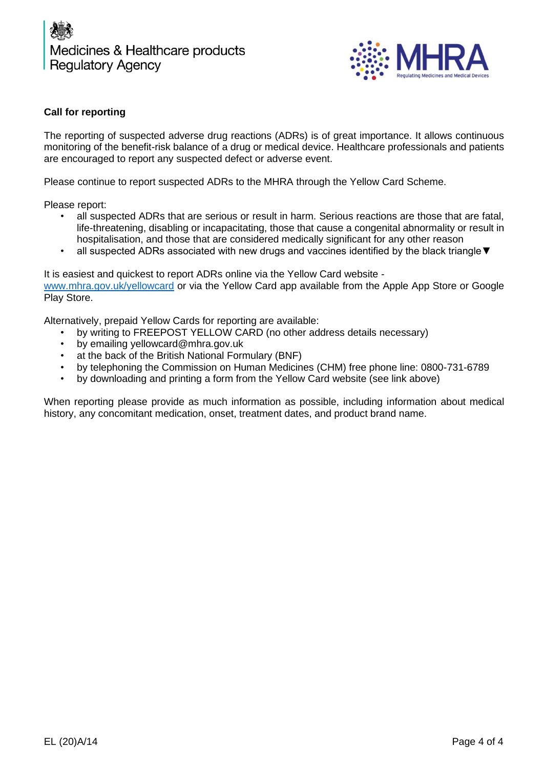Medicines & Healthcare products Regulatory Agency

MHRA
Regulating Medicines and Medical Devices

**Call for reporting**

The reporting of suspected adverse drug reactions (ADRs) is of great importance. It allows continuous monitoring of the benefit-risk balance of a drug or medical device. Healthcare professionals and patients are encouraged to report any suspected defect or adverse event.

Please continue to report suspected ADRs to the MHRA through the Yellow Card Scheme.

Please report:

- all suspected ADRs that are serious or result in harm. Serious reactions are those that are fatal, life-threatening, disabling or incapacitating, those that cause a congenital abnormality or result in hospitalisation, and those that are considered medically significant for any other reason
- all suspected ADRs associated with new drugs and vaccines identified by the black triangle ▼

It is easiest and quickest to report ADRs online via the Yellow Card website - [www.mhra.gov.uk/yellowcard](http://www.mhra.gov.uk/yellowcard) or via the Yellow Card app available from the Apple App Store or Google Play Store.

Alternatively, prepaid Yellow Cards for reporting are available:

- by writing to FREEPOST YELLOW CARD (no other address details necessary)
- by emailing yellowcard@mhra.gov.uk
- at the back of the British National Formulary (BNF)
- by telephoning the Commission on Human Medicines (CHM) free phone line: 0800-731-6789
- by downloading and printing a form from the Yellow Card website (see link above)

When reporting please provide as much information as possible, including information about medical history, any concomitant medication, onset, treatment dates, and product brand name.

EL (20)A/14